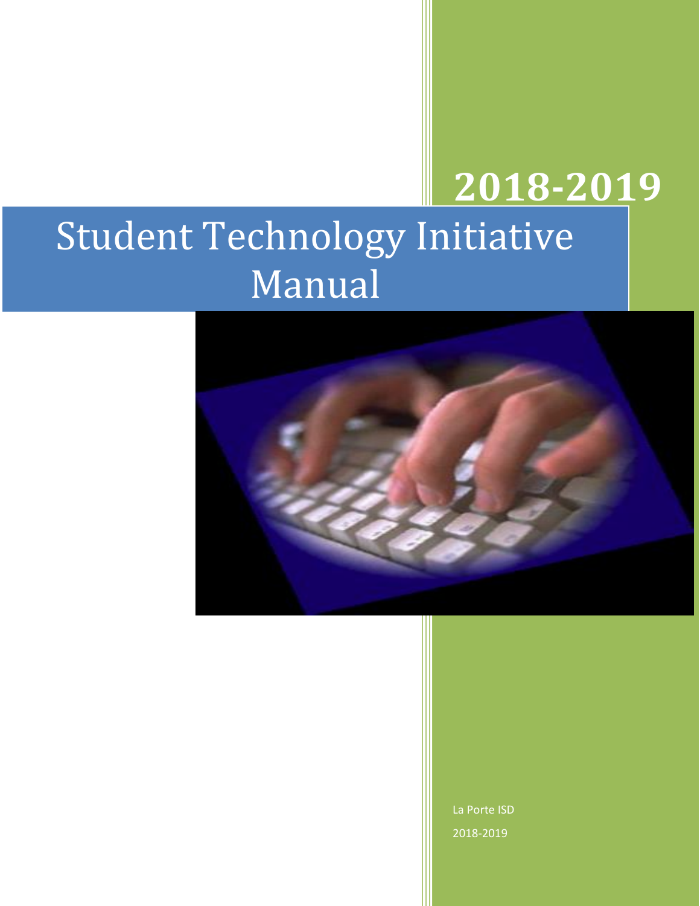# 2018-2019

# Student Technology Initiative Manual

La Porte ISD

2018-2019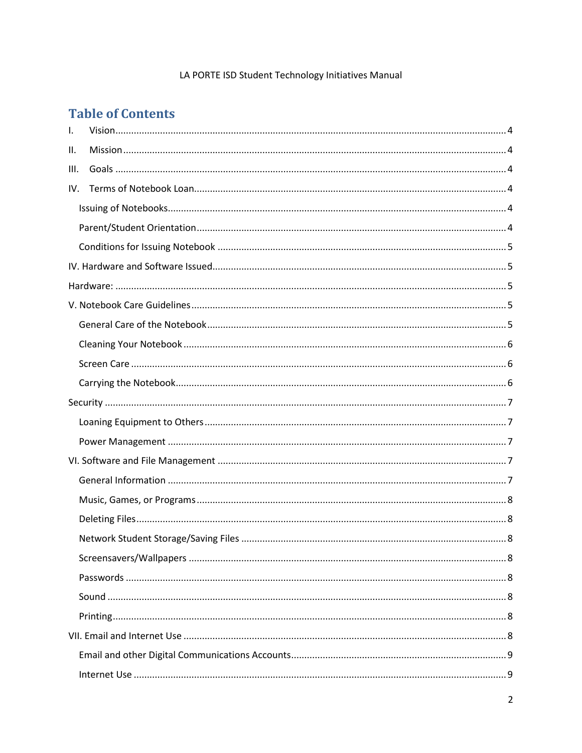LA PORTE ISD Student Technology Initiatives Manual

## Table of Contents

- I. Vision ... 4
- II. Mission ... 4
- III. Goals ... 4
- IV. Terms of Notebook Loan ... 4
  - Issuing of Notebooks ... 4
  - Parent/Student Orientation ... 4
  - Conditions for Issuing Notebook ... 5
- IV. Hardware and Software Issued ... 5
- Hardware: ... 5
- V. Notebook Care Guidelines ... 5
  - General Care of the Notebook ... 5
  - Cleaning Your Notebook ... 6
  - Screen Care ... 6
  - Carrying the Notebook ... 6
- Security ... 7
  - Loaning Equipment to Others ... 7
  - Power Management ... 7
- VI. Software and File Management ... 7
  - General Information ... 7
  - Music, Games, or Programs ... 8
  - Deleting Files ... 8
  - Network Student Storage/Saving Files ... 8
  - Screensavers/Wallpapers ... 8
  - Passwords ... 8
  - Sound ... 8
  - Printing ... 8
- VII. Email and Internet Use ... 8
  - Email and other Digital Communications Accounts ... 9
  - Internet Use ... 9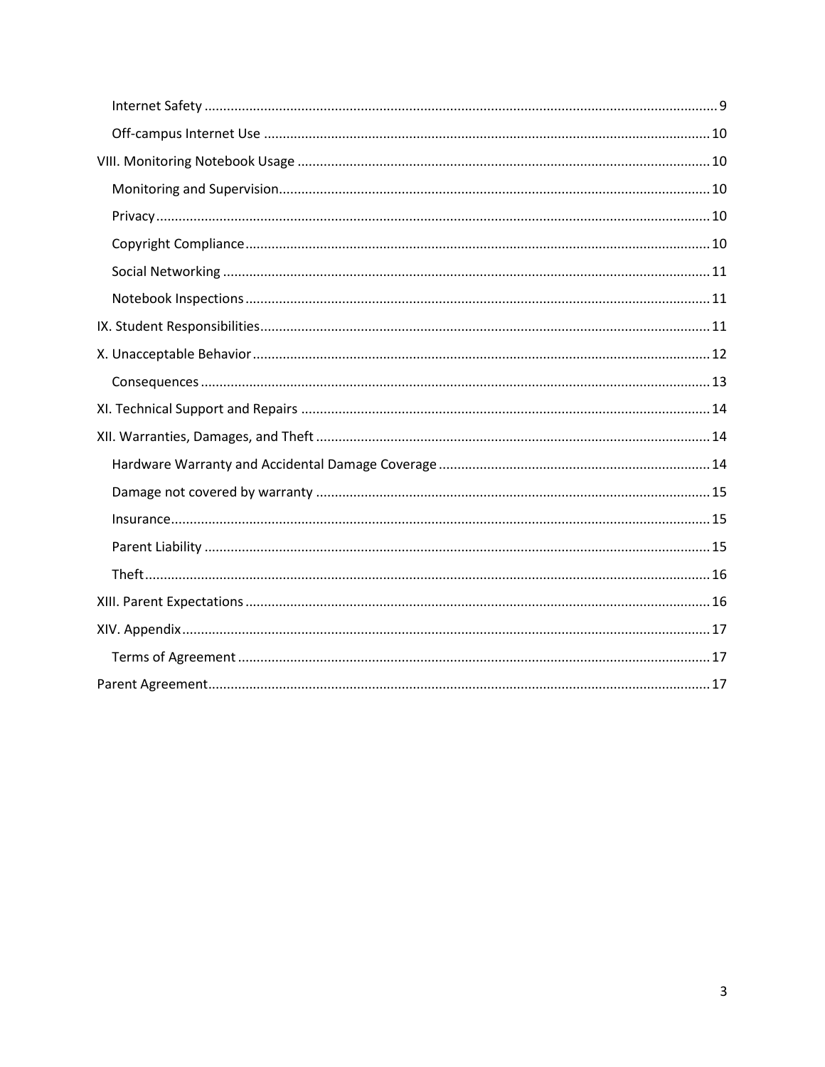- Internet Safety ........ 9
- Off-campus Internet Use ........ 10

VIII. Monitoring Notebook Usage ........ 10

- Monitoring and Supervision ........ 10
- Privacy ........ 10
- Copyright Compliance ........ 10
- Social Networking ........ 11
- Notebook Inspections ........ 11

IX. Student Responsibilities ........ 11

X. Unacceptable Behavior ........ 12

- Consequences ........ 13

XI. Technical Support and Repairs ........ 14

XII. Warranties, Damages, and Theft ........ 14

- Hardware Warranty and Accidental Damage Coverage ........ 14
- Damage not covered by warranty ........ 15
- Insurance ........ 15
- Parent Liability ........ 15
- Theft ........ 16

XIII. Parent Expectations ........ 16

XIV. Appendix ........ 17

- Terms of Agreement ........ 17

Parent Agreement ........ 17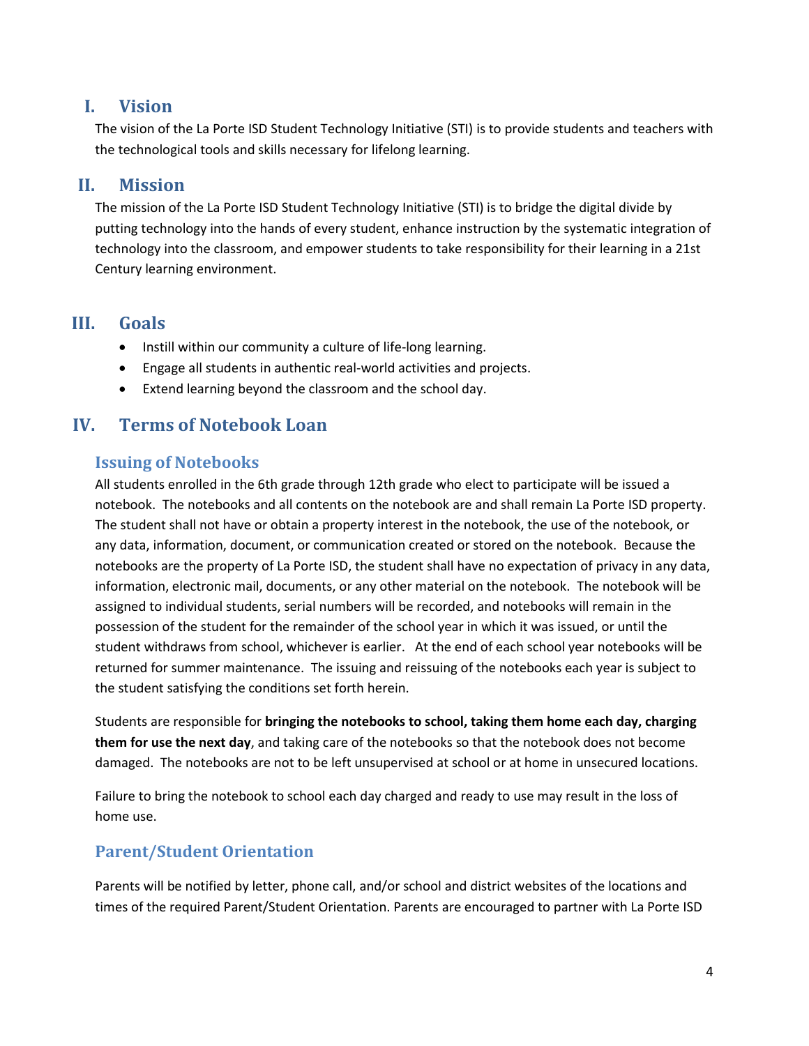## I. Vision

The vision of the La Porte ISD Student Technology Initiative (STI) is to provide students and teachers with the technological tools and skills necessary for lifelong learning.

## II. Mission

The mission of the La Porte ISD Student Technology Initiative (STI) is to bridge the digital divide by putting technology into the hands of every student, enhance instruction by the systematic integration of technology into the classroom, and empower students to take responsibility for their learning in a 21st Century learning environment.

## III. Goals

- Instill within our community a culture of life-long learning.
- Engage all students in authentic real-world activities and projects.
- Extend learning beyond the classroom and the school day.

## IV. Terms of Notebook Loan

### Issuing of Notebooks

All students enrolled in the 6th grade through 12th grade who elect to participate will be issued a notebook. The notebooks and all contents on the notebook are and shall remain La Porte ISD property. The student shall not have or obtain a property interest in the notebook, the use of the notebook, or any data, information, document, or communication created or stored on the notebook. Because the notebooks are the property of La Porte ISD, the student shall have no expectation of privacy in any data, information, electronic mail, documents, or any other material on the notebook. The notebook will be assigned to individual students, serial numbers will be recorded, and notebooks will remain in the possession of the student for the remainder of the school year in which it was issued, or until the student withdraws from school, whichever is earlier. At the end of each school year notebooks will be returned for summer maintenance. The issuing and reissuing of the notebooks each year is subject to the student satisfying the conditions set forth herein.

Students are responsible for **bringing the notebooks to school, taking them home each day, charging them for use the next day**, and taking care of the notebooks so that the notebook does not become damaged. The notebooks are not to be left unsupervised at school or at home in unsecured locations.

Failure to bring the notebook to school each day charged and ready to use may result in the loss of home use.

### Parent/Student Orientation

Parents will be notified by letter, phone call, and/or school and district websites of the locations and times of the required Parent/Student Orientation. Parents are encouraged to partner with La Porte ISD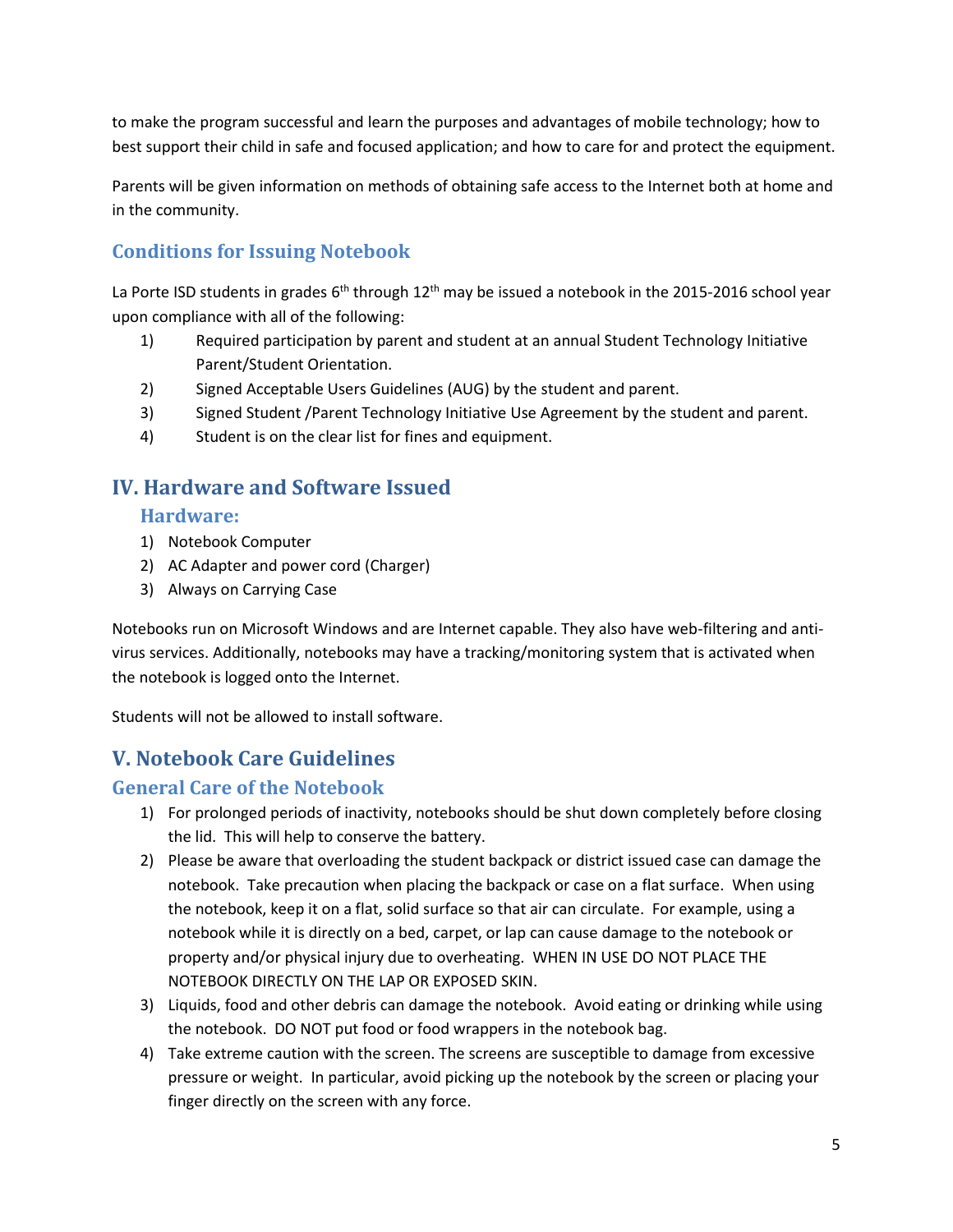to make the program successful and learn the purposes and advantages of mobile technology; how to best support their child in safe and focused application; and how to care for and protect the equipment.

Parents will be given information on methods of obtaining safe access to the Internet both at home and in the community.

### Conditions for Issuing Notebook

La Porte ISD students in grades 6th through 12th may be issued a notebook in the 2015-2016 school year upon compliance with all of the following:

1) Required participation by parent and student at an annual Student Technology Initiative Parent/Student Orientation.
2) Signed Acceptable Users Guidelines (AUG) by the student and parent.
3) Signed Student /Parent Technology Initiative Use Agreement by the student and parent.
4) Student is on the clear list for fines and equipment.

## IV. Hardware and Software Issued

### Hardware:

1) Notebook Computer
2) AC Adapter and power cord (Charger)
3) Always on Carrying Case

Notebooks run on Microsoft Windows and are Internet capable. They also have web-filtering and anti-virus services. Additionally, notebooks may have a tracking/monitoring system that is activated when the notebook is logged onto the Internet.

Students will not be allowed to install software.

## V. Notebook Care Guidelines

### General Care of the Notebook

1) For prolonged periods of inactivity, notebooks should be shut down completely before closing the lid. This will help to conserve the battery.
2) Please be aware that overloading the student backpack or district issued case can damage the notebook. Take precaution when placing the backpack or case on a flat surface. When using the notebook, keep it on a flat, solid surface so that air can circulate. For example, using a notebook while it is directly on a bed, carpet, or lap can cause damage to the notebook or property and/or physical injury due to overheating. WHEN IN USE DO NOT PLACE THE NOTEBOOK DIRECTLY ON THE LAP OR EXPOSED SKIN.
3) Liquids, food and other debris can damage the notebook. Avoid eating or drinking while using the notebook. DO NOT put food or food wrappers in the notebook bag.
4) Take extreme caution with the screen. The screens are susceptible to damage from excessive pressure or weight. In particular, avoid picking up the notebook by the screen or placing your finger directly on the screen with any force.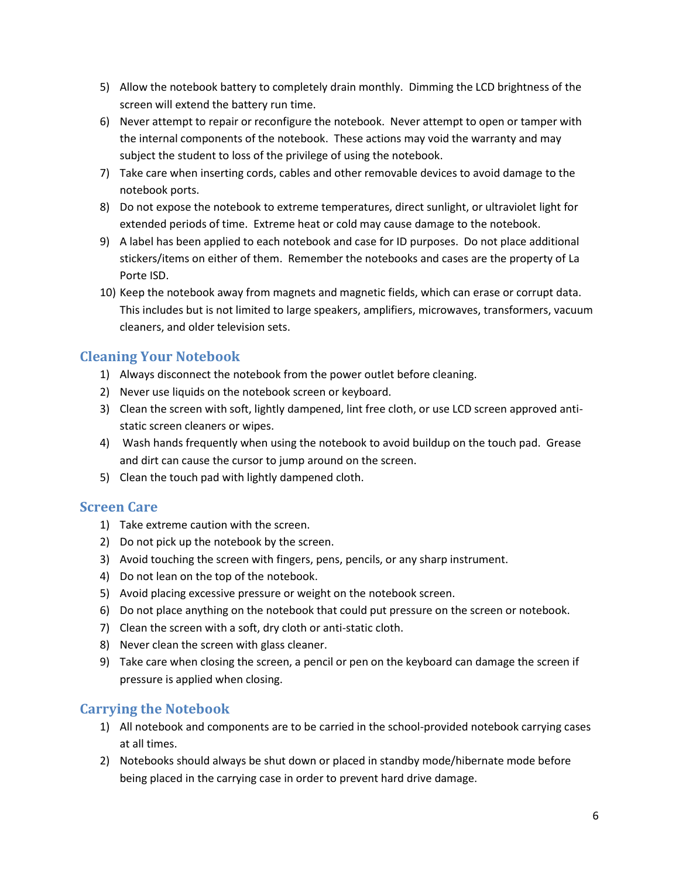5) Allow the notebook battery to completely drain monthly. Dimming the LCD brightness of the screen will extend the battery run time.
6) Never attempt to repair or reconfigure the notebook. Never attempt to open or tamper with the internal components of the notebook. These actions may void the warranty and may subject the student to loss of the privilege of using the notebook.
7) Take care when inserting cords, cables and other removable devices to avoid damage to the notebook ports.
8) Do not expose the notebook to extreme temperatures, direct sunlight, or ultraviolet light for extended periods of time. Extreme heat or cold may cause damage to the notebook.
9) A label has been applied to each notebook and case for ID purposes. Do not place additional stickers/items on either of them. Remember the notebooks and cases are the property of La Porte ISD.
10) Keep the notebook away from magnets and magnetic fields, which can erase or corrupt data. This includes but is not limited to large speakers, amplifiers, microwaves, transformers, vacuum cleaners, and older television sets.

## Cleaning Your Notebook

1) Always disconnect the notebook from the power outlet before cleaning.
2) Never use liquids on the notebook screen or keyboard.
3) Clean the screen with soft, lightly dampened, lint free cloth, or use LCD screen approved anti-static screen cleaners or wipes.
4) Wash hands frequently when using the notebook to avoid buildup on the touch pad. Grease and dirt can cause the cursor to jump around on the screen.
5) Clean the touch pad with lightly dampened cloth.

## Screen Care

1) Take extreme caution with the screen.
2) Do not pick up the notebook by the screen.
3) Avoid touching the screen with fingers, pens, pencils, or any sharp instrument.
4) Do not lean on the top of the notebook.
5) Avoid placing excessive pressure or weight on the notebook screen.
6) Do not place anything on the notebook that could put pressure on the screen or notebook.
7) Clean the screen with a soft, dry cloth or anti-static cloth.
8) Never clean the screen with glass cleaner.
9) Take care when closing the screen, a pencil or pen on the keyboard can damage the screen if pressure is applied when closing.

## Carrying the Notebook

1) All notebook and components are to be carried in the school-provided notebook carrying cases at all times.
2) Notebooks should always be shut down or placed in standby mode/hibernate mode before being placed in the carrying case in order to prevent hard drive damage.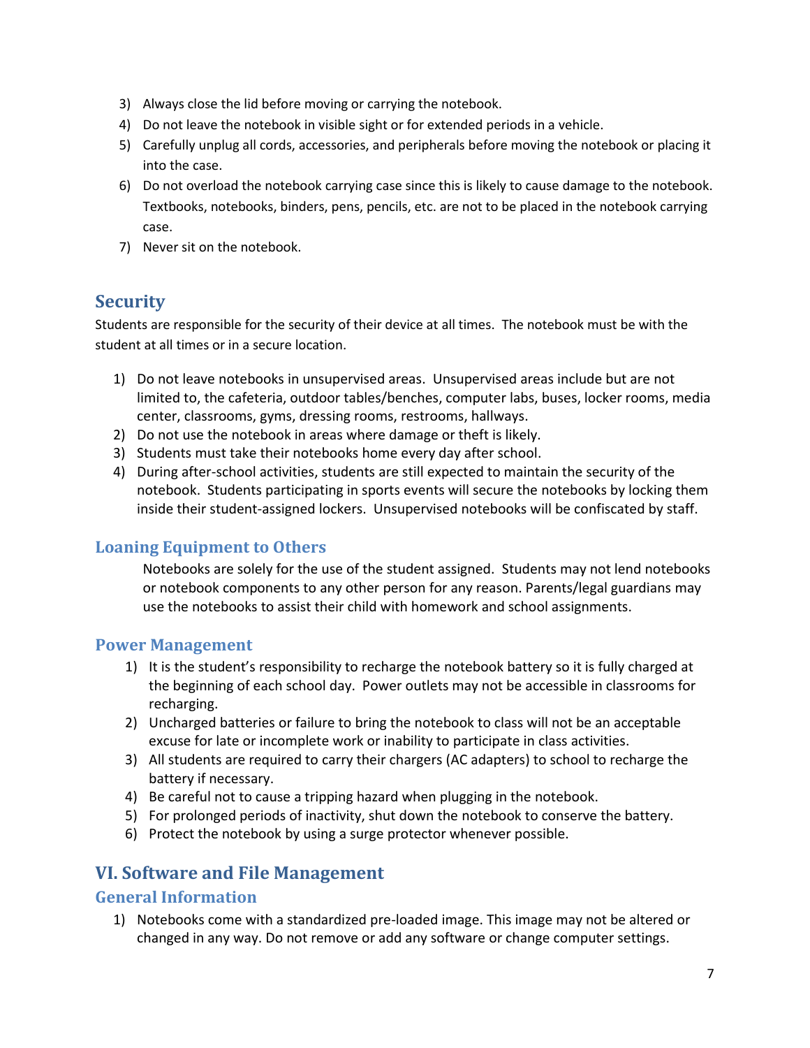3) Always close the lid before moving or carrying the notebook.
4) Do not leave the notebook in visible sight or for extended periods in a vehicle.
5) Carefully unplug all cords, accessories, and peripherals before moving the notebook or placing it into the case.
6) Do not overload the notebook carrying case since this is likely to cause damage to the notebook. Textbooks, notebooks, binders, pens, pencils, etc. are not to be placed in the notebook carrying case.
7) Never sit on the notebook.

## Security

Students are responsible for the security of their device at all times. The notebook must be with the student at all times or in a secure location.

1) Do not leave notebooks in unsupervised areas. Unsupervised areas include but are not limited to, the cafeteria, outdoor tables/benches, computer labs, buses, locker rooms, media center, classrooms, gyms, dressing rooms, restrooms, hallways.
2) Do not use the notebook in areas where damage or theft is likely.
3) Students must take their notebooks home every day after school.
4) During after-school activities, students are still expected to maintain the security of the notebook. Students participating in sports events will secure the notebooks by locking them inside their student-assigned lockers. Unsupervised notebooks will be confiscated by staff.

### Loaning Equipment to Others

Notebooks are solely for the use of the student assigned. Students may not lend notebooks or notebook components to any other person for any reason. Parents/legal guardians may use the notebooks to assist their child with homework and school assignments.

### Power Management

1) It is the student's responsibility to recharge the notebook battery so it is fully charged at the beginning of each school day. Power outlets may not be accessible in classrooms for recharging.
2) Uncharged batteries or failure to bring the notebook to class will not be an acceptable excuse for late or incomplete work or inability to participate in class activities.
3) All students are required to carry their chargers (AC adapters) to school to recharge the battery if necessary.
4) Be careful not to cause a tripping hazard when plugging in the notebook.
5) For prolonged periods of inactivity, shut down the notebook to conserve the battery.
6) Protect the notebook by using a surge protector whenever possible.

## VI. Software and File Management

### General Information

1) Notebooks come with a standardized pre-loaded image. This image may not be altered or changed in any way. Do not remove or add any software or change computer settings.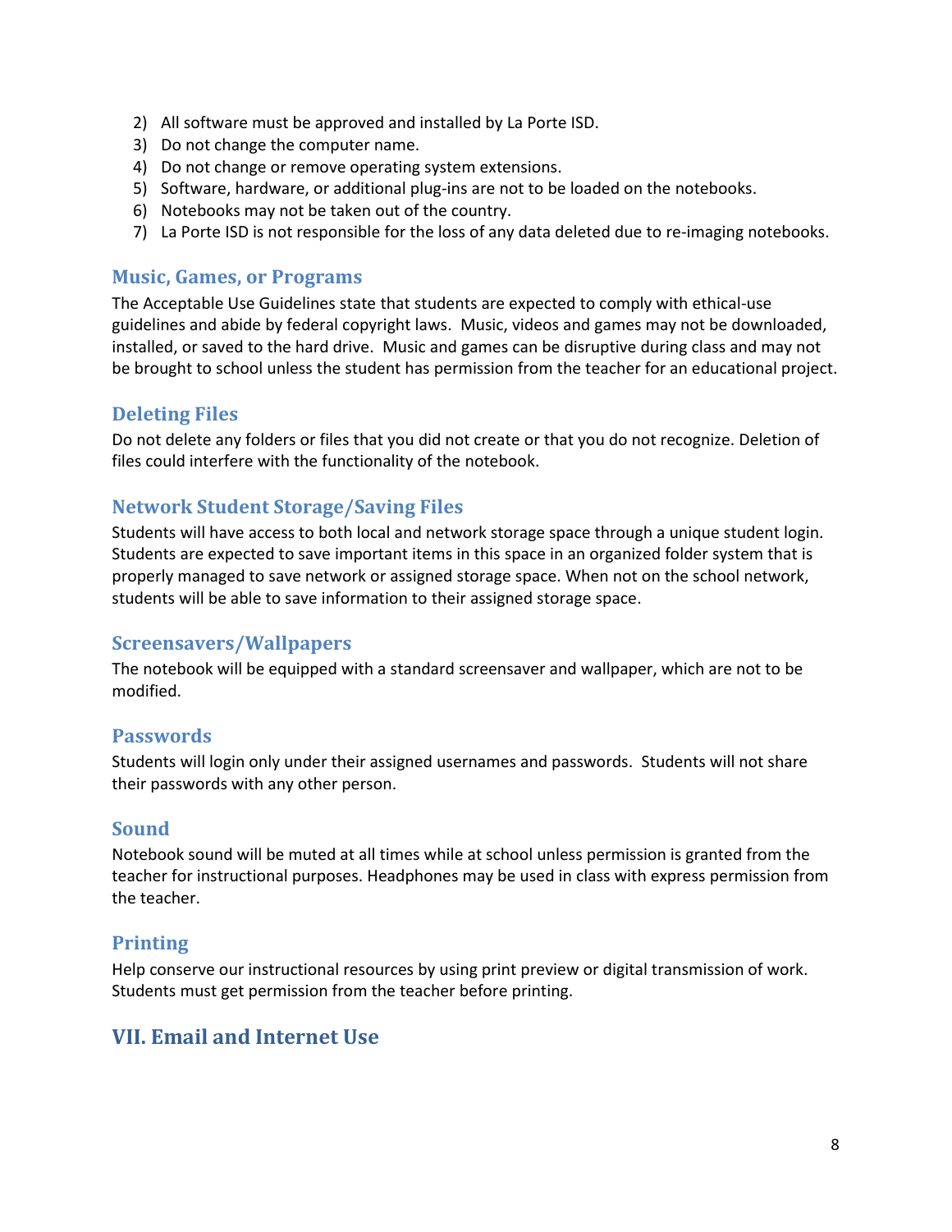2) All software must be approved and installed by La Porte ISD.
3) Do not change the computer name.
4) Do not change or remove operating system extensions.
5) Software, hardware, or additional plug-ins are not to be loaded on the notebooks.
6) Notebooks may not be taken out of the country.
7) La Porte ISD is not responsible for the loss of any data deleted due to re-imaging notebooks.

### Music, Games, or Programs

The Acceptable Use Guidelines state that students are expected to comply with ethical-use guidelines and abide by federal copyright laws. Music, videos and games may not be downloaded, installed, or saved to the hard drive. Music and games can be disruptive during class and may not be brought to school unless the student has permission from the teacher for an educational project.

### Deleting Files

Do not delete any folders or files that you did not create or that you do not recognize. Deletion of files could interfere with the functionality of the notebook.

### Network Student Storage/Saving Files

Students will have access to both local and network storage space through a unique student login. Students are expected to save important items in this space in an organized folder system that is properly managed to save network or assigned storage space. When not on the school network, students will be able to save information to their assigned storage space.

### Screensavers/Wallpapers

The notebook will be equipped with a standard screensaver and wallpaper, which are not to be modified.

### Passwords

Students will login only under their assigned usernames and passwords. Students will not share their passwords with any other person.

### Sound

Notebook sound will be muted at all times while at school unless permission is granted from the teacher for instructional purposes. Headphones may be used in class with express permission from the teacher.

### Printing

Help conserve our instructional resources by using print preview or digital transmission of work. Students must get permission from the teacher before printing.

## VII. Email and Internet Use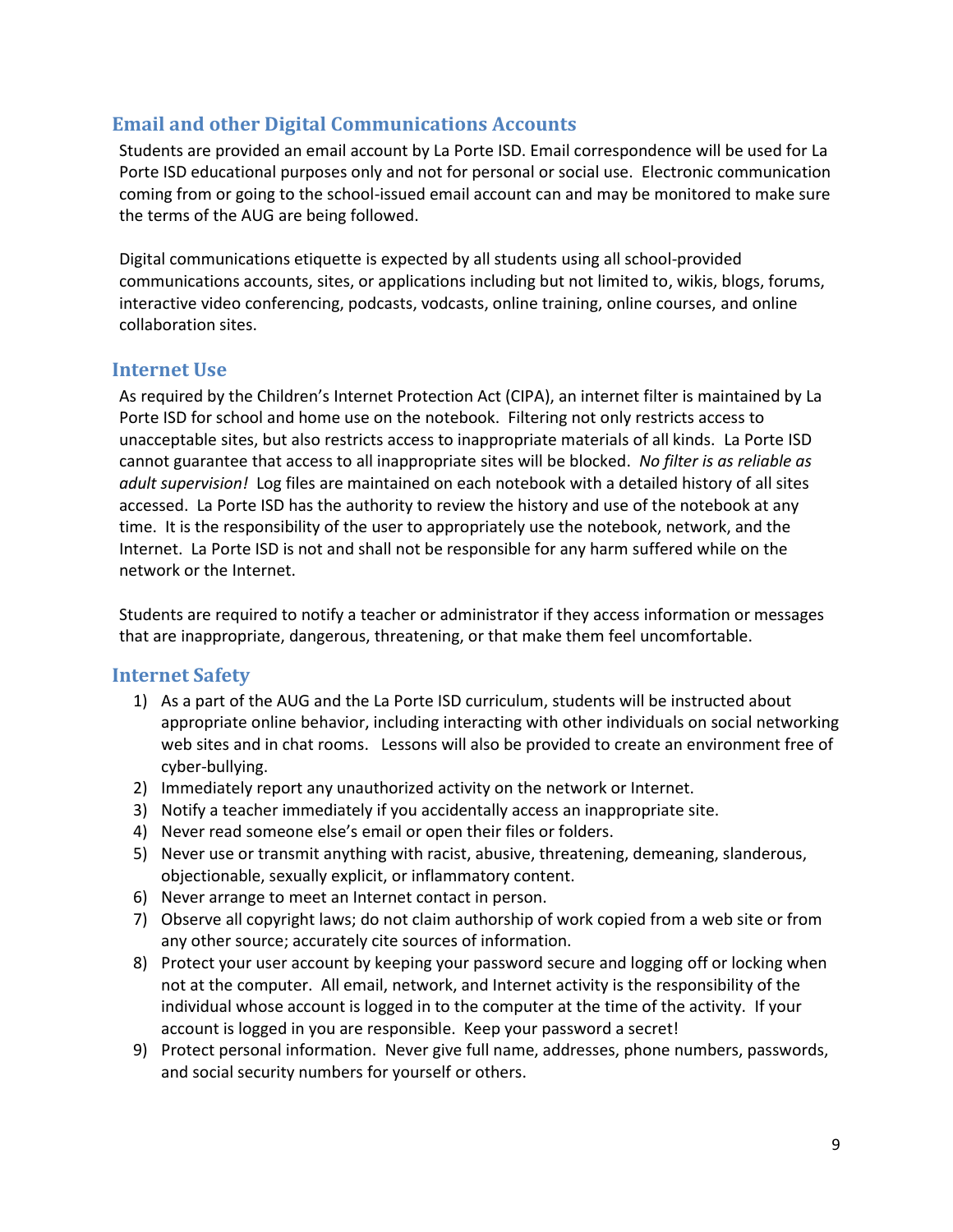## Email and other Digital Communications Accounts

Students are provided an email account by La Porte ISD. Email correspondence will be used for La Porte ISD educational purposes only and not for personal or social use. Electronic communication coming from or going to the school-issued email account can and may be monitored to make sure the terms of the AUG are being followed.

Digital communications etiquette is expected by all students using all school-provided communications accounts, sites, or applications including but not limited to, wikis, blogs, forums, interactive video conferencing, podcasts, vodcasts, online training, online courses, and online collaboration sites.

## Internet Use

As required by the Children's Internet Protection Act (CIPA), an internet filter is maintained by La Porte ISD for school and home use on the notebook. Filtering not only restricts access to unacceptable sites, but also restricts access to inappropriate materials of all kinds. La Porte ISD cannot guarantee that access to all inappropriate sites will be blocked. *No filter is as reliable as adult supervision!* Log files are maintained on each notebook with a detailed history of all sites accessed. La Porte ISD has the authority to review the history and use of the notebook at any time. It is the responsibility of the user to appropriately use the notebook, network, and the Internet. La Porte ISD is not and shall not be responsible for any harm suffered while on the network or the Internet.

Students are required to notify a teacher or administrator if they access information or messages that are inappropriate, dangerous, threatening, or that make them feel uncomfortable.

## Internet Safety

1) As a part of the AUG and the La Porte ISD curriculum, students will be instructed about appropriate online behavior, including interacting with other individuals on social networking web sites and in chat rooms. Lessons will also be provided to create an environment free of cyber-bullying.
2) Immediately report any unauthorized activity on the network or Internet.
3) Notify a teacher immediately if you accidentally access an inappropriate site.
4) Never read someone else's email or open their files or folders.
5) Never use or transmit anything with racist, abusive, threatening, demeaning, slanderous, objectionable, sexually explicit, or inflammatory content.
6) Never arrange to meet an Internet contact in person.
7) Observe all copyright laws; do not claim authorship of work copied from a web site or from any other source; accurately cite sources of information.
8) Protect your user account by keeping your password secure and logging off or locking when not at the computer. All email, network, and Internet activity is the responsibility of the individual whose account is logged in to the computer at the time of the activity. If your account is logged in you are responsible. Keep your password a secret!
9) Protect personal information. Never give full name, addresses, phone numbers, passwords, and social security numbers for yourself or others.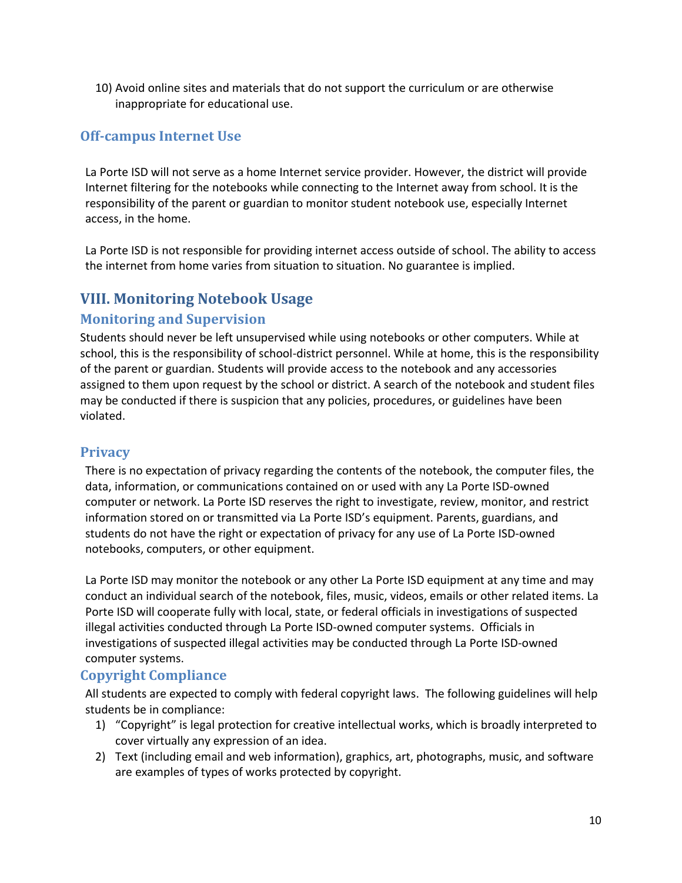10) Avoid online sites and materials that do not support the curriculum or are otherwise inappropriate for educational use.

### Off-campus Internet Use

La Porte ISD will not serve as a home Internet service provider. However, the district will provide Internet filtering for the notebooks while connecting to the Internet away from school. It is the responsibility of the parent or guardian to monitor student notebook use, especially Internet access, in the home.

La Porte ISD is not responsible for providing internet access outside of school. The ability to access the internet from home varies from situation to situation. No guarantee is implied.

## VIII. Monitoring Notebook Usage

### Monitoring and Supervision

Students should never be left unsupervised while using notebooks or other computers. While at school, this is the responsibility of school-district personnel. While at home, this is the responsibility of the parent or guardian. Students will provide access to the notebook and any accessories assigned to them upon request by the school or district. A search of the notebook and student files may be conducted if there is suspicion that any policies, procedures, or guidelines have been violated.

### Privacy

There is no expectation of privacy regarding the contents of the notebook, the computer files, the data, information, or communications contained on or used with any La Porte ISD-owned computer or network. La Porte ISD reserves the right to investigate, review, monitor, and restrict information stored on or transmitted via La Porte ISD's equipment. Parents, guardians, and students do not have the right or expectation of privacy for any use of La Porte ISD-owned notebooks, computers, or other equipment.

La Porte ISD may monitor the notebook or any other La Porte ISD equipment at any time and may conduct an individual search of the notebook, files, music, videos, emails or other related items. La Porte ISD will cooperate fully with local, state, or federal officials in investigations of suspected illegal activities conducted through La Porte ISD-owned computer systems. Officials in investigations of suspected illegal activities may be conducted through La Porte ISD-owned computer systems.

### Copyright Compliance

All students are expected to comply with federal copyright laws. The following guidelines will help students be in compliance:

1) "Copyright" is legal protection for creative intellectual works, which is broadly interpreted to cover virtually any expression of an idea.
2) Text (including email and web information), graphics, art, photographs, music, and software are examples of types of works protected by copyright.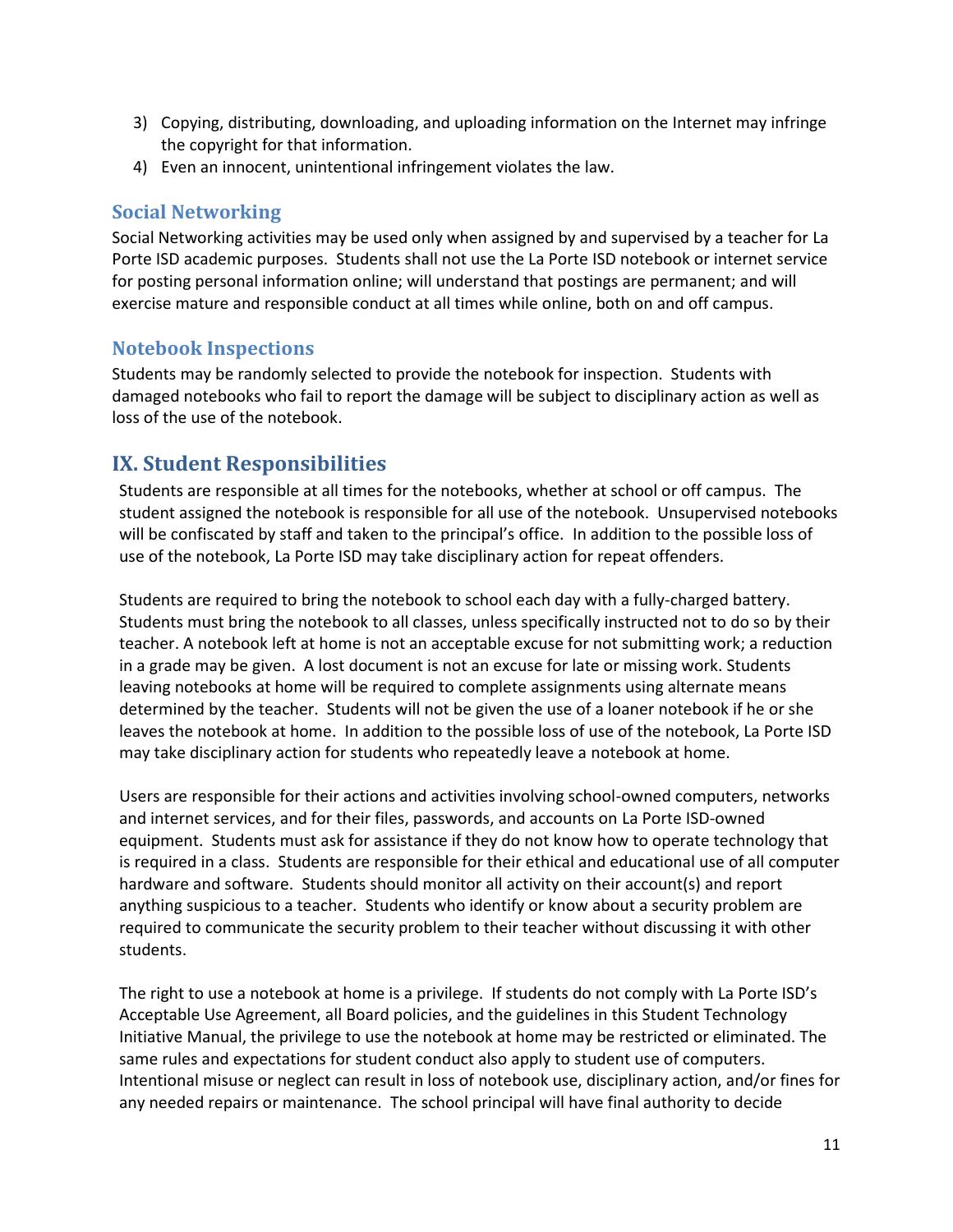3) Copying, distributing, downloading, and uploading information on the Internet may infringe the copyright for that information.
4) Even an innocent, unintentional infringement violates the law.

### Social Networking

Social Networking activities may be used only when assigned by and supervised by a teacher for La Porte ISD academic purposes. Students shall not use the La Porte ISD notebook or internet service for posting personal information online; will understand that postings are permanent; and will exercise mature and responsible conduct at all times while online, both on and off campus.

### Notebook Inspections

Students may be randomly selected to provide the notebook for inspection. Students with damaged notebooks who fail to report the damage will be subject to disciplinary action as well as loss of the use of the notebook.

## IX. Student Responsibilities

Students are responsible at all times for the notebooks, whether at school or off campus. The student assigned the notebook is responsible for all use of the notebook. Unsupervised notebooks will be confiscated by staff and taken to the principal's office. In addition to the possible loss of use of the notebook, La Porte ISD may take disciplinary action for repeat offenders.

Students are required to bring the notebook to school each day with a fully-charged battery. Students must bring the notebook to all classes, unless specifically instructed not to do so by their teacher. A notebook left at home is not an acceptable excuse for not submitting work; a reduction in a grade may be given. A lost document is not an excuse for late or missing work. Students leaving notebooks at home will be required to complete assignments using alternate means determined by the teacher. Students will not be given the use of a loaner notebook if he or she leaves the notebook at home. In addition to the possible loss of use of the notebook, La Porte ISD may take disciplinary action for students who repeatedly leave a notebook at home.

Users are responsible for their actions and activities involving school-owned computers, networks and internet services, and for their files, passwords, and accounts on La Porte ISD-owned equipment. Students must ask for assistance if they do not know how to operate technology that is required in a class. Students are responsible for their ethical and educational use of all computer hardware and software. Students should monitor all activity on their account(s) and report anything suspicious to a teacher. Students who identify or know about a security problem are required to communicate the security problem to their teacher without discussing it with other students.

The right to use a notebook at home is a privilege. If students do not comply with La Porte ISD's Acceptable Use Agreement, all Board policies, and the guidelines in this Student Technology Initiative Manual, the privilege to use the notebook at home may be restricted or eliminated. The same rules and expectations for student conduct also apply to student use of computers. Intentional misuse or neglect can result in loss of notebook use, disciplinary action, and/or fines for any needed repairs or maintenance. The school principal will have final authority to decide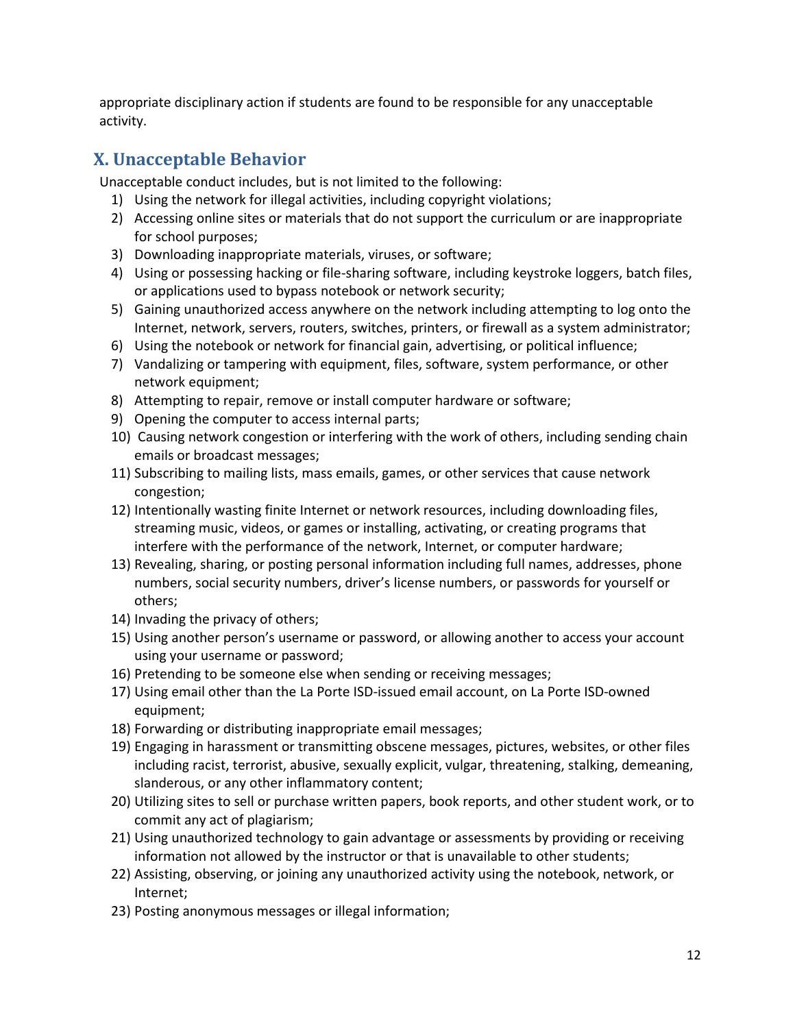appropriate disciplinary action if students are found to be responsible for any unacceptable activity.

## X. Unacceptable Behavior

Unacceptable conduct includes, but is not limited to the following:

1) Using the network for illegal activities, including copyright violations;
2) Accessing online sites or materials that do not support the curriculum or are inappropriate for school purposes;
3) Downloading inappropriate materials, viruses, or software;
4) Using or possessing hacking or file-sharing software, including keystroke loggers, batch files, or applications used to bypass notebook or network security;
5) Gaining unauthorized access anywhere on the network including attempting to log onto the Internet, network, servers, routers, switches, printers, or firewall as a system administrator;
6) Using the notebook or network for financial gain, advertising, or political influence;
7) Vandalizing or tampering with equipment, files, software, system performance, or other network equipment;
8) Attempting to repair, remove or install computer hardware or software;
9) Opening the computer to access internal parts;
10) Causing network congestion or interfering with the work of others, including sending chain emails or broadcast messages;
11) Subscribing to mailing lists, mass emails, games, or other services that cause network congestion;
12) Intentionally wasting finite Internet or network resources, including downloading files, streaming music, videos, or games or installing, activating, or creating programs that interfere with the performance of the network, Internet, or computer hardware;
13) Revealing, sharing, or posting personal information including full names, addresses, phone numbers, social security numbers, driver's license numbers, or passwords for yourself or others;
14) Invading the privacy of others;
15) Using another person's username or password, or allowing another to access your account using your username or password;
16) Pretending to be someone else when sending or receiving messages;
17) Using email other than the La Porte ISD-issued email account, on La Porte ISD-owned equipment;
18) Forwarding or distributing inappropriate email messages;
19) Engaging in harassment or transmitting obscene messages, pictures, websites, or other files including racist, terrorist, abusive, sexually explicit, vulgar, threatening, stalking, demeaning, slanderous, or any other inflammatory content;
20) Utilizing sites to sell or purchase written papers, book reports, and other student work, or to commit any act of plagiarism;
21) Using unauthorized technology to gain advantage or assessments by providing or receiving information not allowed by the instructor or that is unavailable to other students;
22) Assisting, observing, or joining any unauthorized activity using the notebook, network, or Internet;
23) Posting anonymous messages or illegal information;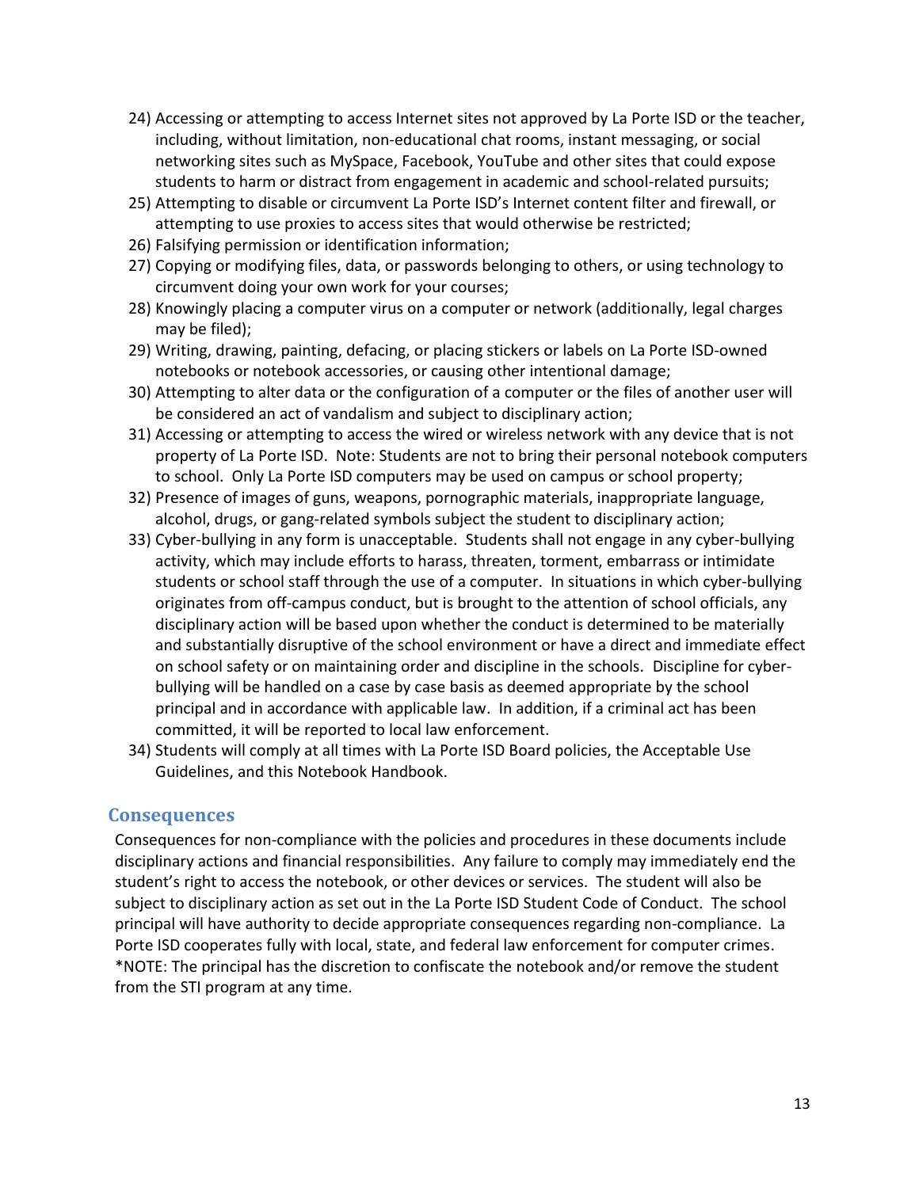24) Accessing or attempting to access Internet sites not approved by La Porte ISD or the teacher, including, without limitation, non-educational chat rooms, instant messaging, or social networking sites such as MySpace, Facebook, YouTube and other sites that could expose students to harm or distract from engagement in academic and school-related pursuits;
25) Attempting to disable or circumvent La Porte ISD's Internet content filter and firewall, or attempting to use proxies to access sites that would otherwise be restricted;
26) Falsifying permission or identification information;
27) Copying or modifying files, data, or passwords belonging to others, or using technology to circumvent doing your own work for your courses;
28) Knowingly placing a computer virus on a computer or network (additionally, legal charges may be filed);
29) Writing, drawing, painting, defacing, or placing stickers or labels on La Porte ISD-owned notebooks or notebook accessories, or causing other intentional damage;
30) Attempting to alter data or the configuration of a computer or the files of another user will be considered an act of vandalism and subject to disciplinary action;
31) Accessing or attempting to access the wired or wireless network with any device that is not property of La Porte ISD. Note: Students are not to bring their personal notebook computers to school. Only La Porte ISD computers may be used on campus or school property;
32) Presence of images of guns, weapons, pornographic materials, inappropriate language, alcohol, drugs, or gang-related symbols subject the student to disciplinary action;
33) Cyber-bullying in any form is unacceptable. Students shall not engage in any cyber-bullying activity, which may include efforts to harass, threaten, torment, embarrass or intimidate students or school staff through the use of a computer. In situations in which cyber-bullying originates from off-campus conduct, but is brought to the attention of school officials, any disciplinary action will be based upon whether the conduct is determined to be materially and substantially disruptive of the school environment or have a direct and immediate effect on school safety or on maintaining order and discipline in the schools. Discipline for cyber-bullying will be handled on a case by case basis as deemed appropriate by the school principal and in accordance with applicable law. In addition, if a criminal act has been committed, it will be reported to local law enforcement.
34) Students will comply at all times with La Porte ISD Board policies, the Acceptable Use Guidelines, and this Notebook Handbook.

## Consequences

Consequences for non-compliance with the policies and procedures in these documents include disciplinary actions and financial responsibilities. Any failure to comply may immediately end the student's right to access the notebook, or other devices or services. The student will also be subject to disciplinary action as set out in the La Porte ISD Student Code of Conduct. The school principal will have authority to decide appropriate consequences regarding non-compliance. La Porte ISD cooperates fully with local, state, and federal law enforcement for computer crimes. *NOTE: The principal has the discretion to confiscate the notebook and/or remove the student from the STI program at any time.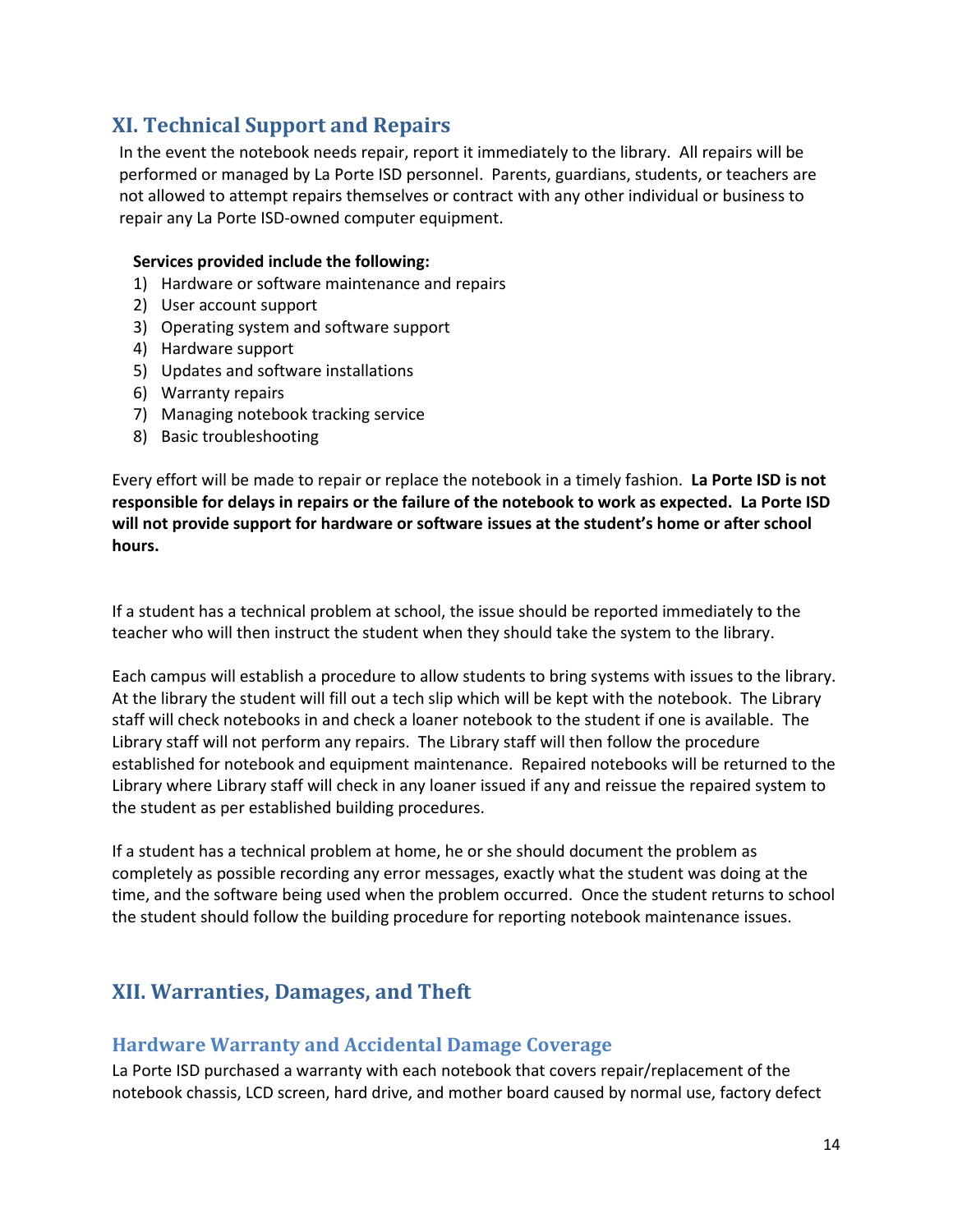## XI. Technical Support and Repairs

In the event the notebook needs repair, report it immediately to the library. All repairs will be performed or managed by La Porte ISD personnel. Parents, guardians, students, or teachers are not allowed to attempt repairs themselves or contract with any other individual or business to repair any La Porte ISD-owned computer equipment.

**Services provided include the following:**

1) Hardware or software maintenance and repairs
2) User account support
3) Operating system and software support
4) Hardware support
5) Updates and software installations
6) Warranty repairs
7) Managing notebook tracking service
8) Basic troubleshooting

Every effort will be made to repair or replace the notebook in a timely fashion. **La Porte ISD is not responsible for delays in repairs or the failure of the notebook to work as expected. La Porte ISD will not provide support for hardware or software issues at the student's home or after school hours.**

If a student has a technical problem at school, the issue should be reported immediately to the teacher who will then instruct the student when they should take the system to the library.

Each campus will establish a procedure to allow students to bring systems with issues to the library. At the library the student will fill out a tech slip which will be kept with the notebook. The Library staff will check notebooks in and check a loaner notebook to the student if one is available. The Library staff will not perform any repairs. The Library staff will then follow the procedure established for notebook and equipment maintenance. Repaired notebooks will be returned to the Library where Library staff will check in any loaner issued if any and reissue the repaired system to the student as per established building procedures.

If a student has a technical problem at home, he or she should document the problem as completely as possible recording any error messages, exactly what the student was doing at the time, and the software being used when the problem occurred. Once the student returns to school the student should follow the building procedure for reporting notebook maintenance issues.

## XII. Warranties, Damages, and Theft

### Hardware Warranty and Accidental Damage Coverage

La Porte ISD purchased a warranty with each notebook that covers repair/replacement of the notebook chassis, LCD screen, hard drive, and mother board caused by normal use, factory defect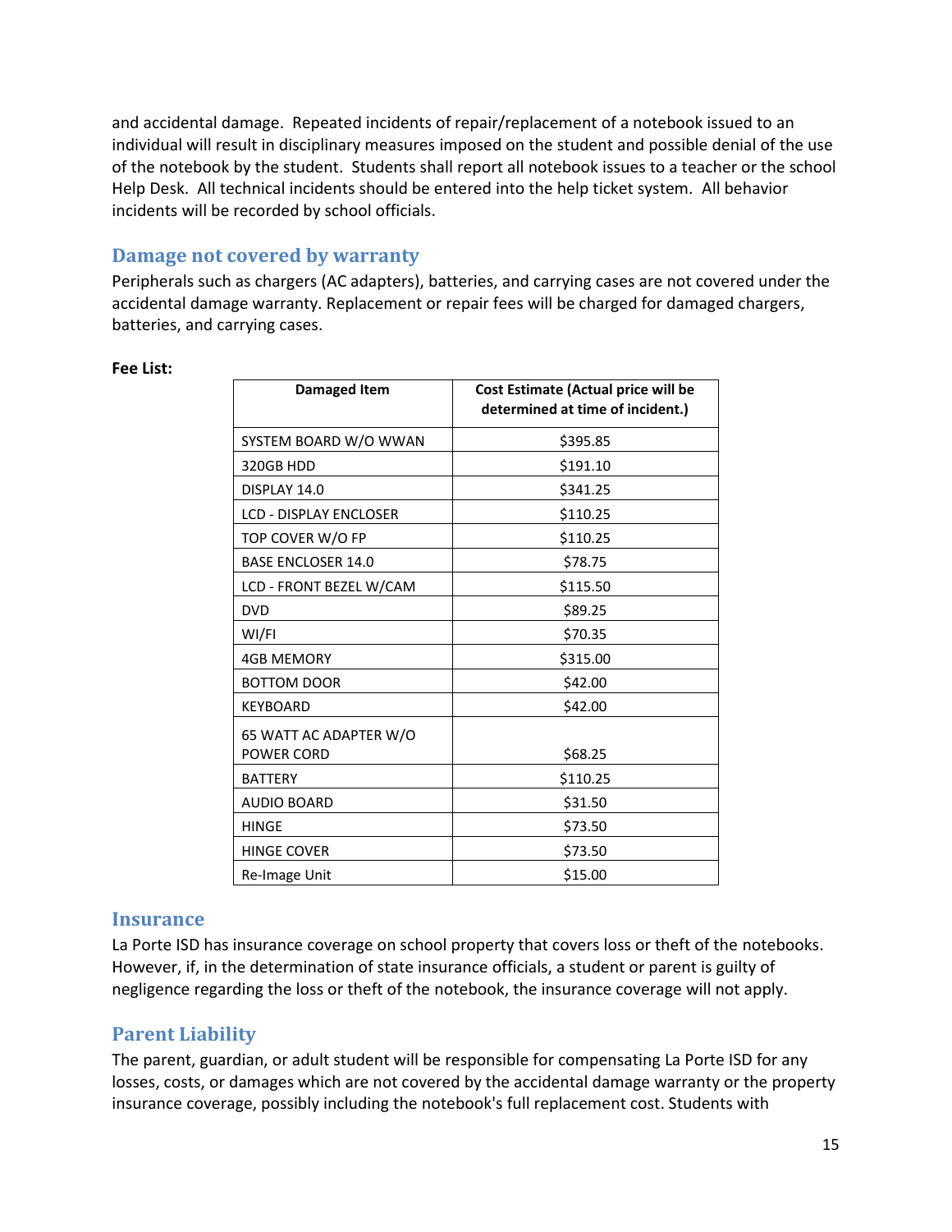and accidental damage. Repeated incidents of repair/replacement of a notebook issued to an individual will result in disciplinary measures imposed on the student and possible denial of the use of the notebook by the student. Students shall report all notebook issues to a teacher or the school Help Desk. All technical incidents should be entered into the help ticket system. All behavior incidents will be recorded by school officials.

## Damage not covered by warranty

Peripherals such as chargers (AC adapters), batteries, and carrying cases are not covered under the accidental damage warranty. Replacement or repair fees will be charged for damaged chargers, batteries, and carrying cases.

**Fee List:**

| Damaged Item | Cost Estimate (Actual price will be determined at time of incident.) |
|---|---|
| SYSTEM BOARD W/O WWAN | $395.85 |
| 320GB HDD | $191.10 |
| DISPLAY 14.0 | $341.25 |
| LCD - DISPLAY ENCLOSER | $110.25 |
| TOP COVER W/O FP | $110.25 |
| BASE ENCLOSER 14.0 | $78.75 |
| LCD - FRONT BEZEL W/CAM | $115.50 |
| DVD | $89.25 |
| WI/FI | $70.35 |
| 4GB MEMORY | $315.00 |
| BOTTOM DOOR | $42.00 |
| KEYBOARD | $42.00 |
| 65 WATT AC ADAPTER W/O POWER CORD | $68.25 |
| BATTERY | $110.25 |
| AUDIO BOARD | $31.50 |
| HINGE | $73.50 |
| HINGE COVER | $73.50 |
| Re-Image Unit | $15.00 |

## Insurance

La Porte ISD has insurance coverage on school property that covers loss or theft of the notebooks. However, if, in the determination of state insurance officials, a student or parent is guilty of negligence regarding the loss or theft of the notebook, the insurance coverage will not apply.

## Parent Liability

The parent, guardian, or adult student will be responsible for compensating La Porte ISD for any losses, costs, or damages which are not covered by the accidental damage warranty or the property insurance coverage, possibly including the notebook's full replacement cost. Students with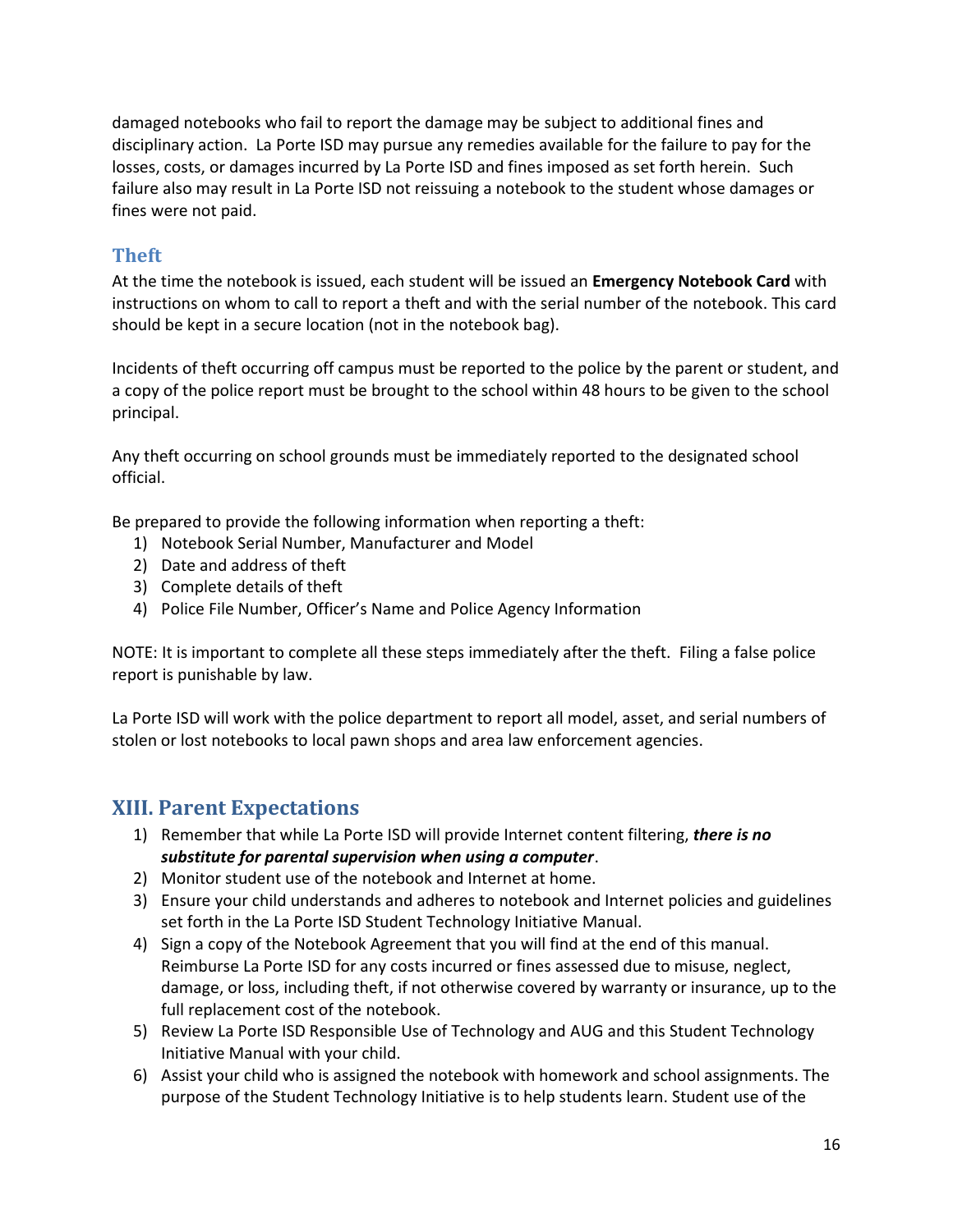damaged notebooks who fail to report the damage may be subject to additional fines and disciplinary action. La Porte ISD may pursue any remedies available for the failure to pay for the losses, costs, or damages incurred by La Porte ISD and fines imposed as set forth herein. Such failure also may result in La Porte ISD not reissuing a notebook to the student whose damages or fines were not paid.

### Theft

At the time the notebook is issued, each student will be issued an **Emergency Notebook Card** with instructions on whom to call to report a theft and with the serial number of the notebook. This card should be kept in a secure location (not in the notebook bag).

Incidents of theft occurring off campus must be reported to the police by the parent or student, and a copy of the police report must be brought to the school within 48 hours to be given to the school principal.

Any theft occurring on school grounds must be immediately reported to the designated school official.

Be prepared to provide the following information when reporting a theft:

1) Notebook Serial Number, Manufacturer and Model
2) Date and address of theft
3) Complete details of theft
4) Police File Number, Officer's Name and Police Agency Information

NOTE: It is important to complete all these steps immediately after the theft. Filing a false police report is punishable by law.

La Porte ISD will work with the police department to report all model, asset, and serial numbers of stolen or lost notebooks to local pawn shops and area law enforcement agencies.

## XIII. Parent Expectations

1) Remember that while La Porte ISD will provide Internet content filtering, ***there is no substitute for parental supervision when using a computer***.
2) Monitor student use of the notebook and Internet at home.
3) Ensure your child understands and adheres to notebook and Internet policies and guidelines set forth in the La Porte ISD Student Technology Initiative Manual.
4) Sign a copy of the Notebook Agreement that you will find at the end of this manual. Reimburse La Porte ISD for any costs incurred or fines assessed due to misuse, neglect, damage, or loss, including theft, if not otherwise covered by warranty or insurance, up to the full replacement cost of the notebook.
5) Review La Porte ISD Responsible Use of Technology and AUG and this Student Technology Initiative Manual with your child.
6) Assist your child who is assigned the notebook with homework and school assignments. The purpose of the Student Technology Initiative is to help students learn. Student use of the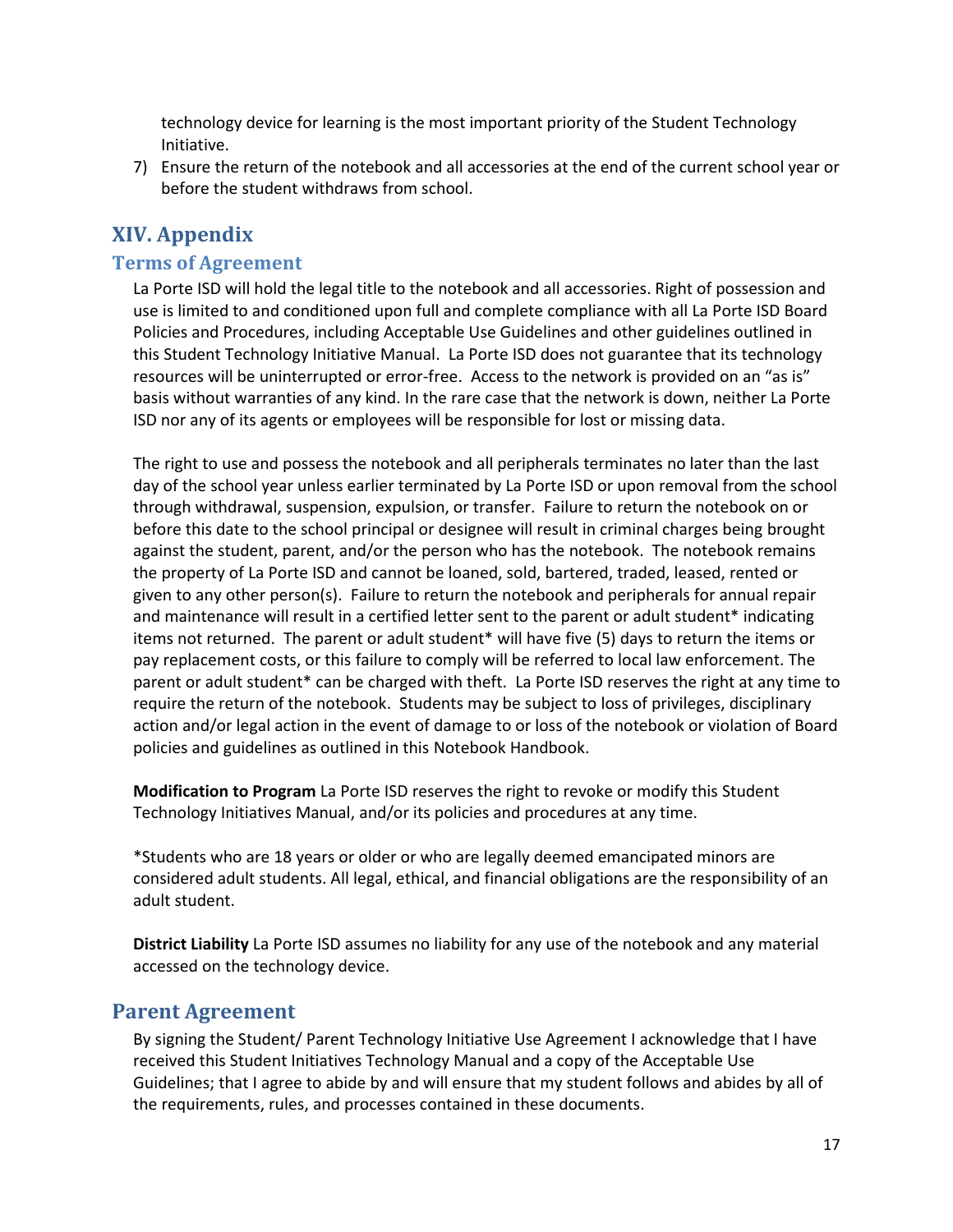technology device for learning is the most important priority of the Student Technology Initiative.

7) Ensure the return of the notebook and all accessories at the end of the current school year or before the student withdraws from school.

## XIV. Appendix

### Terms of Agreement

La Porte ISD will hold the legal title to the notebook and all accessories. Right of possession and use is limited to and conditioned upon full and complete compliance with all La Porte ISD Board Policies and Procedures, including Acceptable Use Guidelines and other guidelines outlined in this Student Technology Initiative Manual. La Porte ISD does not guarantee that its technology resources will be uninterrupted or error-free. Access to the network is provided on an "as is" basis without warranties of any kind. In the rare case that the network is down, neither La Porte ISD nor any of its agents or employees will be responsible for lost or missing data.

The right to use and possess the notebook and all peripherals terminates no later than the last day of the school year unless earlier terminated by La Porte ISD or upon removal from the school through withdrawal, suspension, expulsion, or transfer. Failure to return the notebook on or before this date to the school principal or designee will result in criminal charges being brought against the student, parent, and/or the person who has the notebook. The notebook remains the property of La Porte ISD and cannot be loaned, sold, bartered, traded, leased, rented or given to any other person(s). Failure to return the notebook and peripherals for annual repair and maintenance will result in a certified letter sent to the parent or adult student* indicating items not returned. The parent or adult student* will have five (5) days to return the items or pay replacement costs, or this failure to comply will be referred to local law enforcement. The parent or adult student* can be charged with theft. La Porte ISD reserves the right at any time to require the return of the notebook. Students may be subject to loss of privileges, disciplinary action and/or legal action in the event of damage to or loss of the notebook or violation of Board policies and guidelines as outlined in this Notebook Handbook.

**Modification to Program** La Porte ISD reserves the right to revoke or modify this Student Technology Initiatives Manual, and/or its policies and procedures at any time.

*Students who are 18 years or older or who are legally deemed emancipated minors are considered adult students. All legal, ethical, and financial obligations are the responsibility of an adult student.

**District Liability** La Porte ISD assumes no liability for any use of the notebook and any material accessed on the technology device.

## Parent Agreement

By signing the Student/ Parent Technology Initiative Use Agreement I acknowledge that I have received this Student Initiatives Technology Manual and a copy of the Acceptable Use Guidelines; that I agree to abide by and will ensure that my student follows and abides by all of the requirements, rules, and processes contained in these documents.